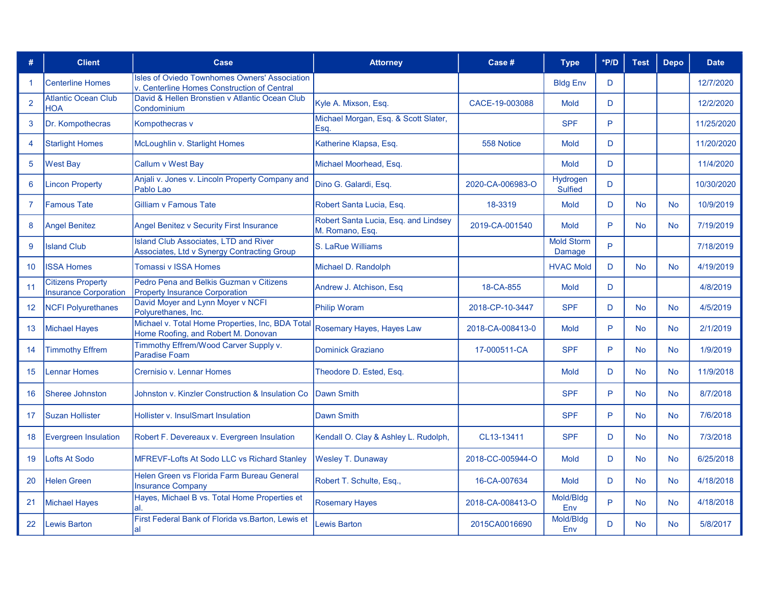| # | Client | Case | Attorney | Case # | Type | *P/D | Test | Depo | Date |
|---|---|---|---|---|---|---|---|---|---|
| 1 | Centerline Homes | Isles of Oviedo Townhomes Owners' Association v. Centerline Homes Construction of Central | | | Bldg Env | D | | | 12/7/2020 |
| 2 | Atlantic Ocean Club HOA | David & Hellen Bronstien v Atlantic Ocean Club Condominium | Kyle A. Mixson, Esq. | CACE-19-003088 | Mold | D | | | 12/2/2020 |
| 3 | Dr. Kompothecras | Kompothecras v | Michael Morgan, Esq. & Scott Slater, Esq. | | SPF | P | | | 11/25/2020 |
| 4 | Starlight Homes | McLoughlin v. Starlight Homes | Katherine Klapsa, Esq. | 558 Notice | Mold | D | | | 11/20/2020 |
| 5 | West Bay | Callum v West Bay | Michael Moorhead, Esq. | | Mold | D | | | 11/4/2020 |
| 6 | Lincon Property | Anjali v. Jones v. Lincoln Property Company and Pablo Lao | Dino G. Galardi, Esq. | 2020-CA-006983-O | Hydrogen Sulfied | D | | | 10/30/2020 |
| 7 | Famous Tate | Gilliam v Famous Tate | Robert Santa Lucia, Esq. | 18-3319 | Mold | D | No | No | 10/9/2019 |
| 8 | Angel Benitez | Angel Benitez v Security First Insurance | Robert Santa Lucia, Esq. and Lindsey M. Romano, Esq. | 2019-CA-001540 | Mold | P | No | No | 7/19/2019 |
| 9 | Island Club | Island Club Associates, LTD and River Associates, Ltd v Synergy Contracting Group | S. LaRue Williams | | Mold Storm Damage | P | | | 7/18/2019 |
| 10 | ISSA Homes | Tomassi v ISSA Homes | Michael D. Randolph | | HVAC Mold | D | No | No | 4/19/2019 |
| 11 | Citizens Property Insurance Corporation | Pedro Pena and Belkis Guzman v Citizens Property Insurance Corporation | Andrew J. Atchison, Esq | 18-CA-855 | Mold | D | | | 4/8/2019 |
| 12 | NCFI Polyurethanes | David Moyer and Lynn Moyer v NCFI Polyurethanes, Inc. | Philip Woram | 2018-CP-10-3447 | SPF | D | No | No | 4/5/2019 |
| 13 | Michael Hayes | Michael v. Total Home Properties, Inc, BDA Total Home Roofing, and Robert M. Donovan | Rosemary Hayes, Hayes Law | 2018-CA-008413-0 | Mold | P | No | No | 2/1/2019 |
| 14 | Timmothy Effrem | Timmothy Effrem/Wood Carver Supply v. Paradise Foam | Dominick Graziano | 17-000511-CA | SPF | P | No | No | 1/9/2019 |
| 15 | Lennar Homes | Crernisio v. Lennar Homes | Theodore D. Ested, Esq. | | Mold | D | No | No | 11/9/2018 |
| 16 | Sheree Johnston | Johnston v. Kinzler Construction & Insulation Co | Dawn Smith | | SPF | P | No | No | 8/7/2018 |
| 17 | Suzan Hollister | Hollister v. InsulSmart Insulation | Dawn Smith | | SPF | P | No | No | 7/6/2018 |
| 18 | Evergreen Insulation | Robert F. Devereaux v. Evergreen Insulation | Kendall O. Clay & Ashley L. Rudolph, | CL13-13411 | SPF | D | No | No | 7/3/2018 |
| 19 | Lofts At Sodo | MFREVF-Lofts At Sodo LLC vs Richard Stanley | Wesley T. Dunaway | 2018-CC-005944-O | Mold | D | No | No | 6/25/2018 |
| 20 | Helen Green | Helen Green vs Florida Farm Bureau General Insurance Company | Robert T. Schulte, Esq., | 16-CA-007634 | Mold | D | No | No | 4/18/2018 |
| 21 | Michael Hayes | Hayes, Michael B vs. Total Home Properties et al. | Rosemary Hayes | 2018-CA-008413-O | Mold/Bldg Env | P | No | No | 4/18/2018 |
| 22 | Lewis Barton | First Federal Bank of Florida vs.Barton, Lewis et al | Lewis Barton | 2015CA0016690 | Mold/Bldg Env | D | No | No | 5/8/2017 |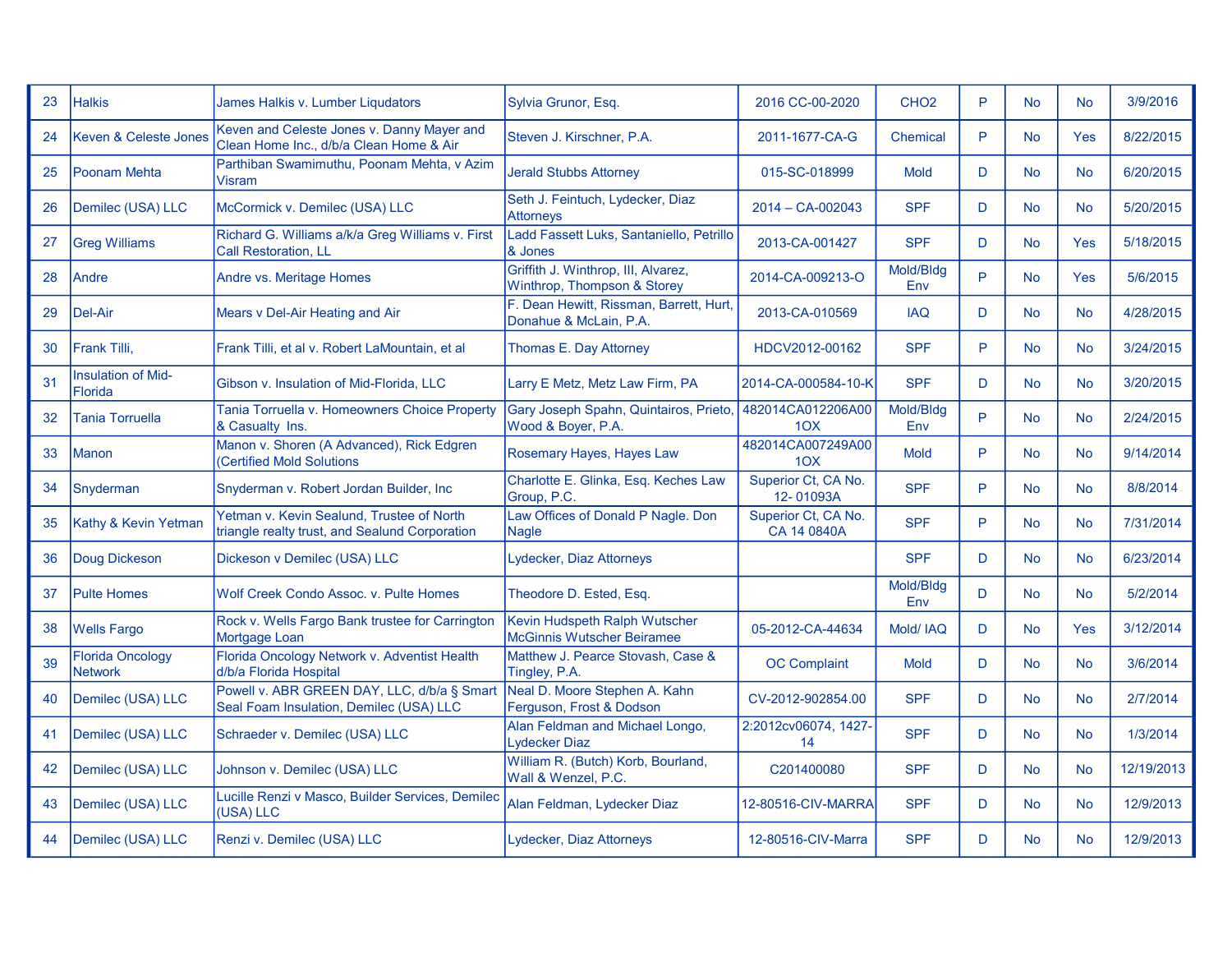| | | | | | | | | | |
|---|---|---|---|---|---|---|---|---|---|
| 23 | Halkis | James Halkis v. Lumber Liqudators | Sylvia Grunor, Esq. | 2016 CC-00-2020 | CHO2 | P | No | No | 3/9/2016 |
| 24 | Keven & Celeste Jones | Keven and Celeste Jones v. Danny Mayer and Clean Home Inc., d/b/a Clean Home & Air | Steven J. Kirschner, P.A. | 2011-1677-CA-G | Chemical | P | No | Yes | 8/22/2015 |
| 25 | Poonam Mehta | Parthiban Swamimuthu, Poonam Mehta, v Azim Visram | Jerald Stubbs Attorney | 015-SC-018999 | Mold | D | No | No | 6/20/2015 |
| 26 | Demilec (USA) LLC | McCormick v. Demilec (USA) LLC | Seth J. Feintuch, Lydecker, Diaz Attorneys | 2014 – CA-002043 | SPF | D | No | No | 5/20/2015 |
| 27 | Greg Williams | Richard G. Williams a/k/a Greg Williams v. First Call Restoration, LL | Ladd Fassett Luks, Santaniello, Petrillo & Jones | 2013-CA-001427 | SPF | D | No | Yes | 5/18/2015 |
| 28 | Andre | Andre vs. Meritage Homes | Griffith J. Winthrop, III, Alvarez, Winthrop, Thompson & Storey | 2014-CA-009213-O | Mold/Bldg Env | P | No | Yes | 5/6/2015 |
| 29 | Del-Air | Mears v Del-Air Heating and Air | F. Dean Hewitt, Rissman, Barrett, Hurt, Donahue & McLain, P.A. | 2013-CA-010569 | IAQ | D | No | No | 4/28/2015 |
| 30 | Frank Tilli, | Frank Tilli, et al v. Robert LaMountain, et al | Thomas E. Day Attorney | HDCV2012-00162 | SPF | P | No | No | 3/24/2015 |
| 31 | Insulation of Mid-Florida | Gibson v. Insulation of Mid-Florida, LLC | Larry E Metz, Metz Law Firm, PA | 2014-CA-000584-10-K | SPF | D | No | No | 3/20/2015 |
| 32 | Tania Torruella | Tania Torruella v. Homeowners Choice Property & Casualty Ins. | Gary Joseph Spahn, Quintairos, Prieto, Wood & Boyer, P.A. | 482014CA012206A001OX | Mold/Bldg Env | P | No | No | 2/24/2015 |
| 33 | Manon | Manon v. Shoren (A Advanced), Rick Edgren (Certified Mold Solutions | Rosemary Hayes, Hayes Law | 482014CA007249A001OX | Mold | P | No | No | 9/14/2014 |
| 34 | Snyderman | Snyderman v. Robert Jordan Builder, Inc | Charlotte E. Glinka, Esq. Keches Law Group, P.C. | Superior Ct, CA No. 12- 01093A | SPF | P | No | No | 8/8/2014 |
| 35 | Kathy & Kevin Yetman | Yetman v. Kevin Sealund, Trustee of North triangle realty trust, and Sealund Corporation | Law Offices of Donald P Nagle. Don Nagle | Superior Ct, CA No. CA 14 0840A | SPF | P | No | No | 7/31/2014 |
| 36 | Doug Dickeson | Dickeson v Demilec (USA) LLC | Lydecker, Diaz Attorneys | | SPF | D | No | No | 6/23/2014 |
| 37 | Pulte Homes | Wolf Creek Condo Assoc. v. Pulte Homes | Theodore D. Ested, Esq. | | Mold/Bldg Env | D | No | No | 5/2/2014 |
| 38 | Wells Fargo | Rock v. Wells Fargo Bank trustee for Carrington Mortgage Loan | Kevin Hudspeth Ralph Wutscher McGinnis Wutscher Beiramee | 05-2012-CA-44634 | Mold/ IAQ | D | No | Yes | 3/12/2014 |
| 39 | Florida Oncology Network | Florida Oncology Network v. Adventist Health d/b/a Florida Hospital | Matthew J. Pearce Stovash, Case & Tingley, P.A. | OC Complaint | Mold | D | No | No | 3/6/2014 |
| 40 | Demilec (USA) LLC | Powell v. ABR GREEN DAY, LLC, d/b/a § Smart Seal Foam Insulation, Demilec (USA) LLC | Neal D. Moore Stephen A. Kahn Ferguson, Frost & Dodson | CV-2012-902854.00 | SPF | D | No | No | 2/7/2014 |
| 41 | Demilec (USA) LLC | Schraeder v. Demilec (USA) LLC | Alan Feldman and Michael Longo, Lydecker Diaz | 2:2012cv06074, 1427-14 | SPF | D | No | No | 1/3/2014 |
| 42 | Demilec (USA) LLC | Johnson v. Demilec (USA) LLC | William R. (Butch) Korb, Bourland, Wall & Wenzel, P.C. | C201400080 | SPF | D | No | No | 12/19/2013 |
| 43 | Demilec (USA) LLC | Lucille Renzi v Masco, Builder Services, Demilec (USA) LLC | Alan Feldman, Lydecker Diaz | 12-80516-CIV-MARRA | SPF | D | No | No | 12/9/2013 |
| 44 | Demilec (USA) LLC | Renzi v. Demilec (USA) LLC | Lydecker, Diaz Attorneys | 12-80516-CIV-Marra | SPF | D | No | No | 12/9/2013 |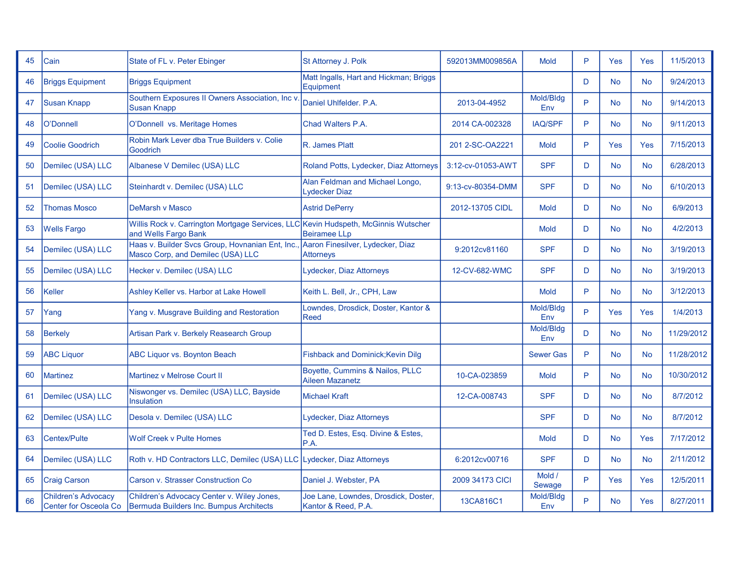| | | | | | | | | | |
|---|---|---|---|---|---|---|---|---|---|
| 45 | Cain | State of FL v. Peter Ebinger | St Attorney J. Polk | 592013MM009856A | Mold | P | Yes | Yes | 11/5/2013 |
| 46 | Briggs Equipment | Briggs Equipment | Matt Ingalls, Hart and Hickman; Briggs Equipment | | | D | No | No | 9/24/2013 |
| 47 | Susan Knapp | Southern Exposures II Owners Association, Inc v. Susan Knapp | Daniel Uhlfelder. P.A. | 2013-04-4952 | Mold/Bldg Env | P | No | No | 9/14/2013 |
| 48 | O'Donnell | O'Donnell vs. Meritage Homes | Chad Walters P.A. | 2014 CA-002328 | IAQ/SPF | P | No | No | 9/11/2013 |
| 49 | Coolie Goodrich | Robin Mark Lever dba True Builders v. Colie Goodrich | R. James Platt | 201 2-SC-OA2221 | Mold | P | Yes | Yes | 7/15/2013 |
| 50 | Demilec (USA) LLC | Albanese V Demilec (USA) LLC | Roland Potts, Lydecker, Diaz Attorneys | 3:12-cv-01053-AWT | SPF | D | No | No | 6/28/2013 |
| 51 | Demilec (USA) LLC | Steinhardt v. Demilec (USA) LLC | Alan Feldman and Michael Longo, Lydecker Diaz | 9:13-cv-80354-DMM | SPF | D | No | No | 6/10/2013 |
| 52 | Thomas Mosco | DeMarsh v Masco | Astrid DePerry | 2012-13705 CIDL | Mold | D | No | No | 6/9/2013 |
| 53 | Wells Fargo | Willis Rock v. Carrington Mortgage Services, LLC and Wells Fargo Bank | Kevin Hudspeth, McGinnis Wutscher Beiramee LLp | | Mold | D | No | No | 4/2/2013 |
| 54 | Demilec (USA) LLC | Haas v. Builder Svcs Group, Hovnanian Ent, Inc., Masco Corp, and Demilec (USA) LLC | Aaron Finesilver, Lydecker, Diaz Attorneys | 9:2012cv81160 | SPF | D | No | No | 3/19/2013 |
| 55 | Demilec (USA) LLC | Hecker v. Demilec (USA) LLC | Lydecker, Diaz Attorneys | 12-CV-682-WMC | SPF | D | No | No | 3/19/2013 |
| 56 | Keller | Ashley Keller vs. Harbor at Lake Howell | Keith L. Bell, Jr., CPH, Law | | Mold | P | No | No | 3/12/2013 |
| 57 | Yang | Yang v. Musgrave Building and Restoration | Lowndes, Drosdick, Doster, Kantor & Reed | | Mold/Bldg Env | P | Yes | Yes | 1/4/2013 |
| 58 | Berkely | Artisan Park v. Berkely Reasearch Group | | | Mold/Bldg Env | D | No | No | 11/29/2012 |
| 59 | ABC Liquor | ABC Liquor vs. Boynton Beach | Fishback and Dominick;Kevin Dilg | | Sewer Gas | P | No | No | 11/28/2012 |
| 60 | Martinez | Martinez v Melrose Court II | Boyette, Cummins & Nailos, PLLC Aileen Mazanetz | 10-CA-023859 | Mold | P | No | No | 10/30/2012 |
| 61 | Demilec (USA) LLC | Niswonger vs. Demilec (USA) LLC, Bayside Insulation | Michael Kraft | 12-CA-008743 | SPF | D | No | No | 8/7/2012 |
| 62 | Demilec (USA) LLC | Desola v. Demilec (USA) LLC | Lydecker, Diaz Attorneys | | SPF | D | No | No | 8/7/2012 |
| 63 | Centex/Pulte | Wolf Creek v Pulte Homes | Ted D. Estes, Esq. Divine & Estes, P.A. | | Mold | D | No | Yes | 7/17/2012 |
| 64 | Demilec (USA) LLC | Roth v. HD Contractors LLC, Demilec (USA) LLC | Lydecker, Diaz Attorneys | 6:2012cv00716 | SPF | D | No | No | 2/11/2012 |
| 65 | Craig Carson | Carson v. Strasser Construction Co | Daniel J. Webster, PA | 2009 34173 CICI | Mold / Sewage | P | Yes | Yes | 12/5/2011 |
| 66 | Children's Advocacy Center for Osceola Co | Children's Advocacy Center v. Wiley Jones, Bermuda Builders Inc. Bumpus Architects | Joe Lane, Lowndes, Drosdick, Doster, Kantor & Reed, P.A. | 13CA816C1 | Mold/Bldg Env | P | No | Yes | 8/27/2011 |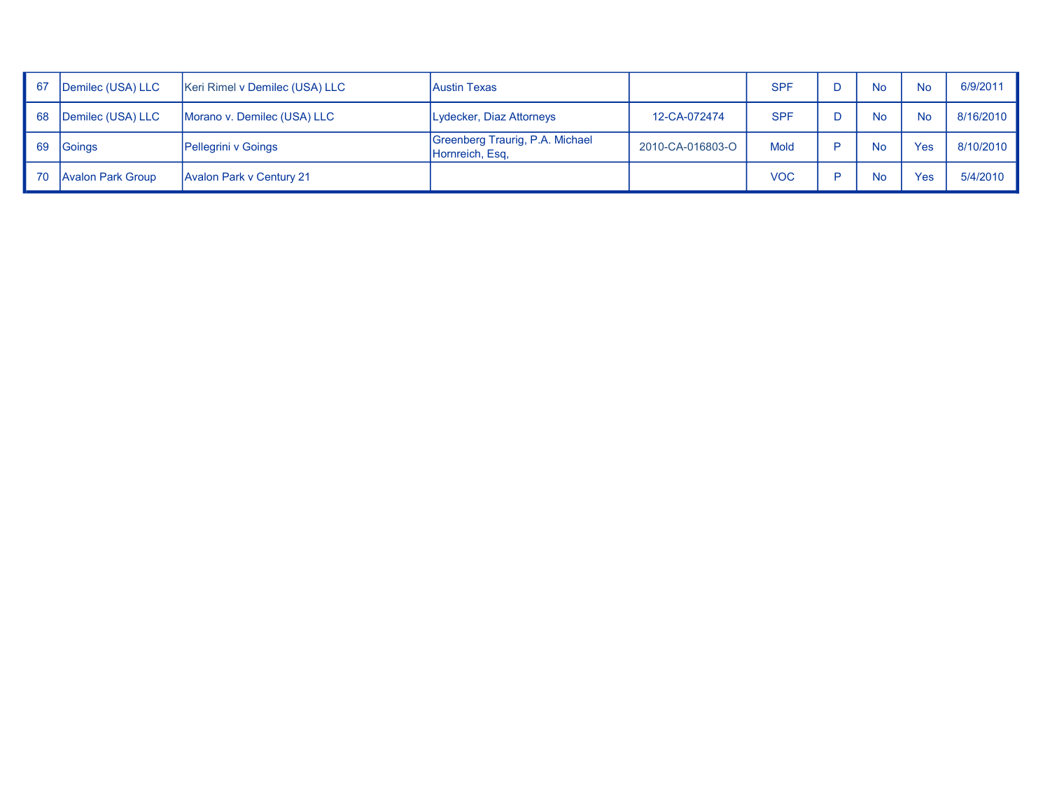| | | | | | | | | | |
|---|---|---|---|---|---|---|---|---|---|
| 67 | Demilec (USA) LLC | Keri Rimel v Demilec (USA) LLC | Austin Texas | | SPF | D | No | No | 6/9/2011 |
| 68 | Demilec (USA) LLC | Morano v. Demilec (USA) LLC | Lydecker, Diaz Attorneys | 12-CA-072474 | SPF | D | No | No | 8/16/2010 |
| 69 | Goings | Pellegrini v Goings | Greenberg Traurig, P.A. Michael Hornreich, Esq, | 2010-CA-016803-O | Mold | P | No | Yes | 8/10/2010 |
| 70 | Avalon Park Group | Avalon Park v Century 21 | | | VOC | P | No | Yes | 5/4/2010 |